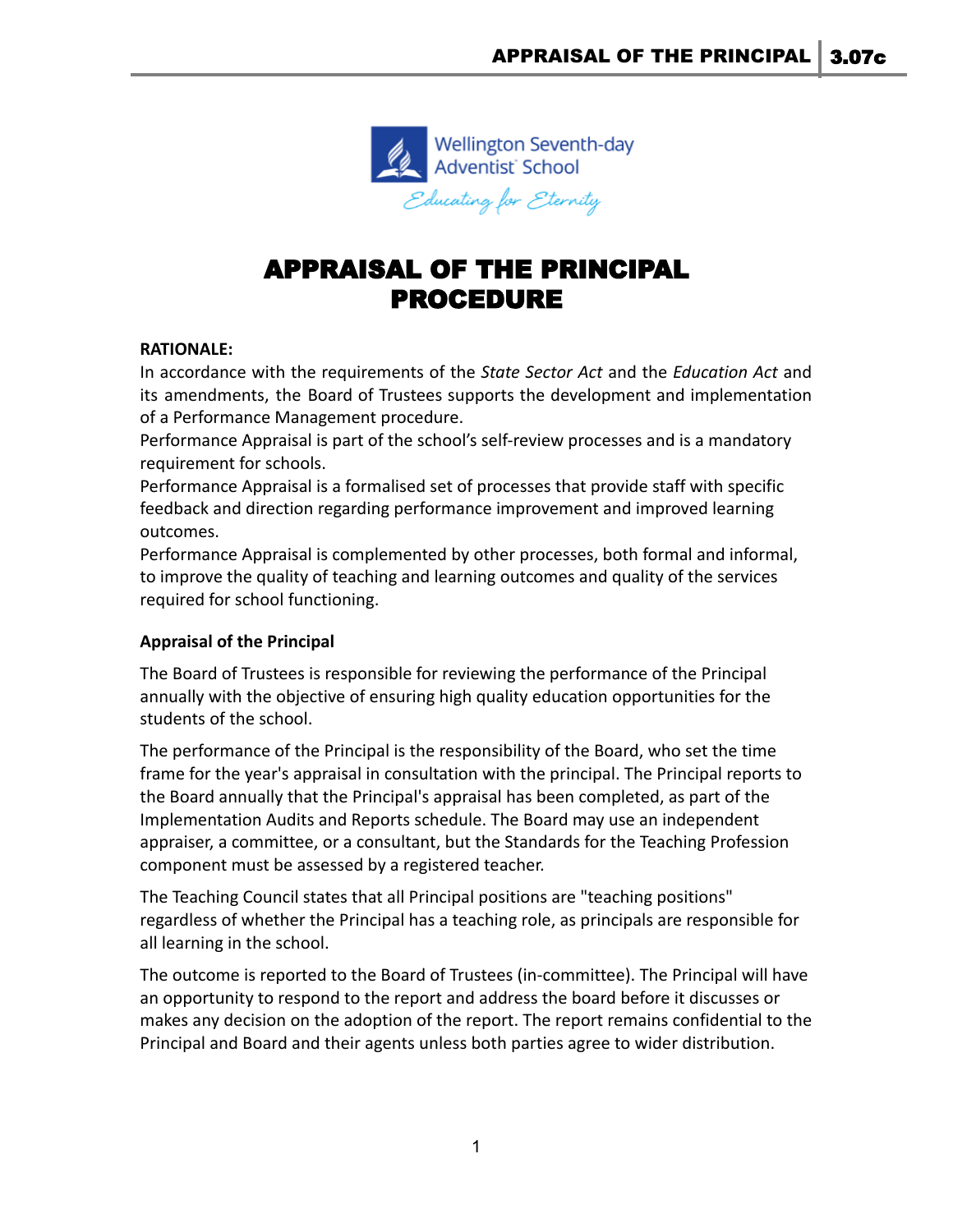Wellington Seventh-day Adventist School

*Educating for Eternity*

# APPRAISAL OF THE PRINCIPAL PROCEDURE

**RATIONALE:**

In accordance with the requirements of the *State Sector Act* and the *Education Act* and its amendments, the Board of Trustees supports the development and implementation of a Performance Management procedure.

Performance Appraisal is part of the school's self-review processes and is a mandatory requirement for schools.

Performance Appraisal is a formalised set of processes that provide staff with specific feedback and direction regarding performance improvement and improved learning outcomes.

Performance Appraisal is complemented by other processes, both formal and informal, to improve the quality of teaching and learning outcomes and quality of the services required for school functioning.

**Appraisal of the Principal**

The Board of Trustees is responsible for reviewing the performance of the Principal annually with the objective of ensuring high quality education opportunities for the students of the school.

The performance of the Principal is the responsibility of the Board, who set the time frame for the year's appraisal in consultation with the principal. The Principal reports to the Board annually that the Principal's appraisal has been completed, as part of the Implementation Audits and Reports schedule. The Board may use an independent appraiser, a committee, or a consultant, but the Standards for the Teaching Profession component must be assessed by a registered teacher.

The Teaching Council states that all Principal positions are "teaching positions" regardless of whether the Principal has a teaching role, as principals are responsible for all learning in the school.

The outcome is reported to the Board of Trustees (in-committee). The Principal will have an opportunity to respond to the report and address the board before it discusses or makes any decision on the adoption of the report. The report remains confidential to the Principal and Board and their agents unless both parties agree to wider distribution.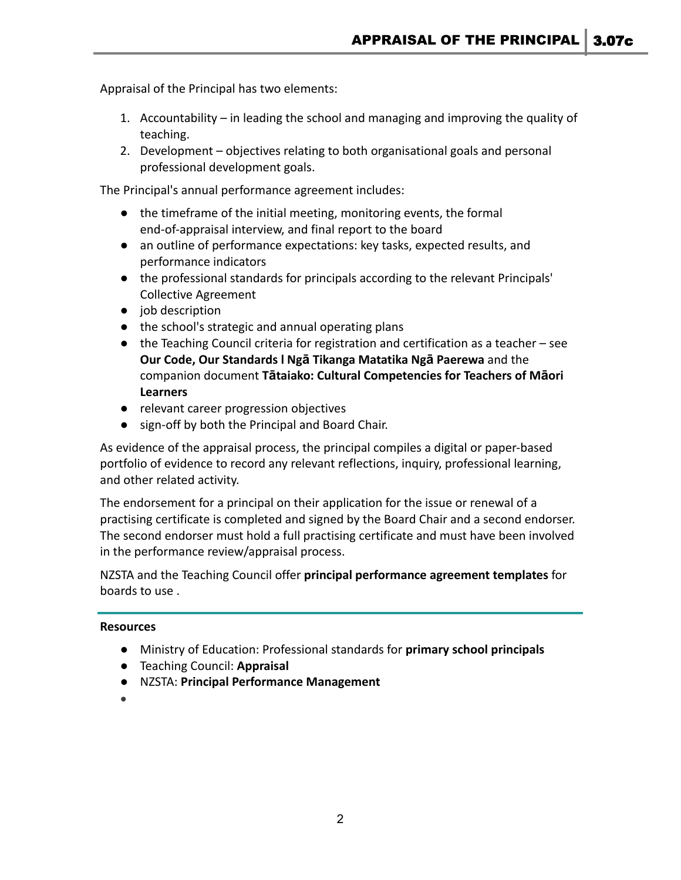Appraisal of the Principal has two elements:

1. Accountability – in leading the school and managing and improving the quality of teaching.
2. Development – objectives relating to both organisational goals and personal professional development goals.

The Principal's annual performance agreement includes:

- the timeframe of the initial meeting, monitoring events, the formal end-of-appraisal interview, and final report to the board
- an outline of performance expectations: key tasks, expected results, and performance indicators
- the professional standards for principals according to the relevant Principals' Collective Agreement
- job description
- the school's strategic and annual operating plans
- the Teaching Council criteria for registration and certification as a teacher – see **Our Code, Our Standards l Ngā Tikanga Matatika Ngā Paerewa** and the companion document **Tātaiako: Cultural Competencies for Teachers of Māori Learners**
- relevant career progression objectives
- sign-off by both the Principal and Board Chair.

As evidence of the appraisal process, the principal compiles a digital or paper-based portfolio of evidence to record any relevant reflections, inquiry, professional learning, and other related activity.

The endorsement for a principal on their application for the issue or renewal of a practising certificate is completed and signed by the Board Chair and a second endorser. The second endorser must hold a full practising certificate and must have been involved in the performance review/appraisal process.

NZSTA and the Teaching Council offer **principal performance agreement templates** for boards to use .

---

**Resources**

- Ministry of Education: Professional standards for **primary school principals**
- Teaching Council: **Appraisal**
- NZSTA: **Principal Performance Management**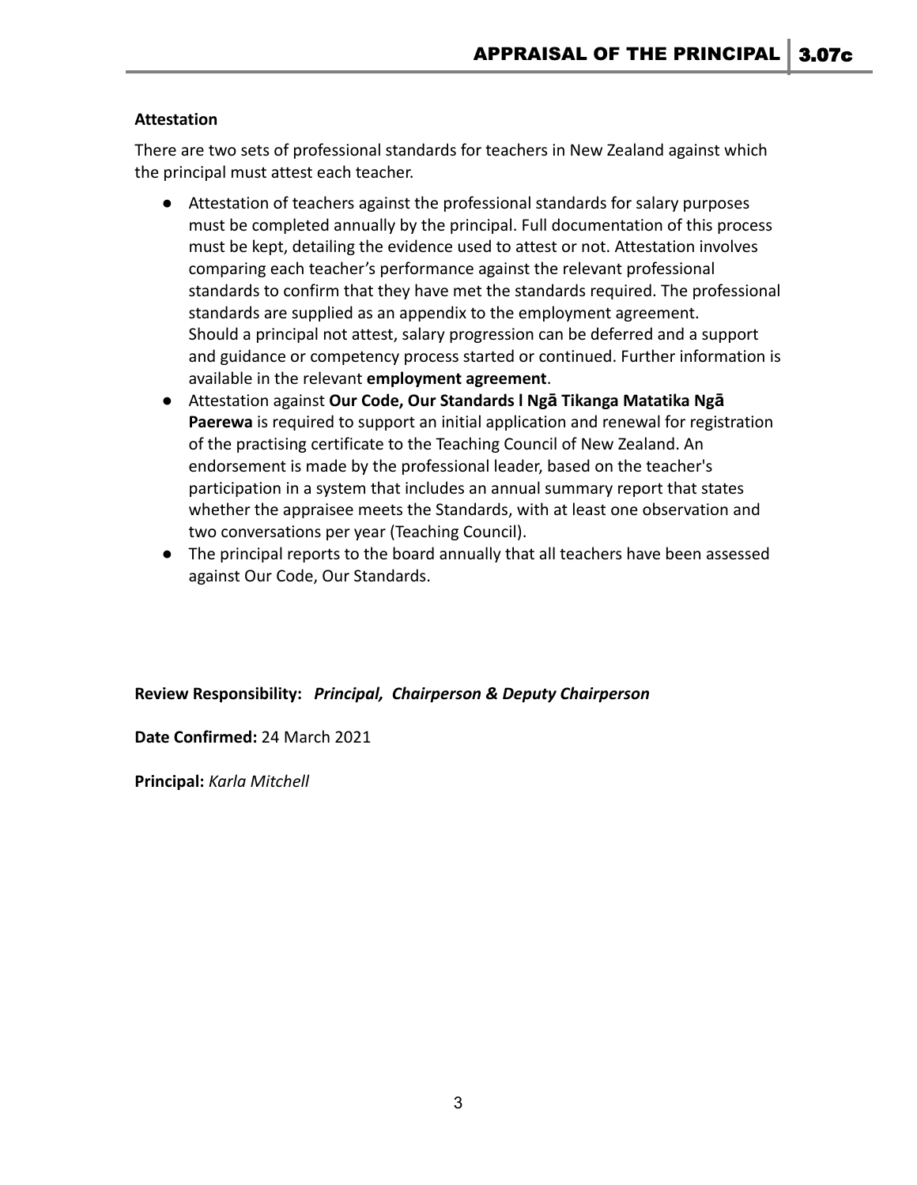**Attestation**

There are two sets of professional standards for teachers in New Zealand against which the principal must attest each teacher.

- Attestation of teachers against the professional standards for salary purposes must be completed annually by the principal. Full documentation of this process must be kept, detailing the evidence used to attest or not. Attestation involves comparing each teacher's performance against the relevant professional standards to confirm that they have met the standards required. The professional standards are supplied as an appendix to the employment agreement.
  Should a principal not attest, salary progression can be deferred and a support and guidance or competency process started or continued. Further information is available in the relevant **employment agreement**.
- Attestation against **Our Code, Our Standards l Ngā Tikanga Matatika Ngā Paerewa** is required to support an initial application and renewal for registration of the practising certificate to the Teaching Council of New Zealand. An endorsement is made by the professional leader, based on the teacher's participation in a system that includes an annual summary report that states whether the appraisee meets the Standards, with at least one observation and two conversations per year (Teaching Council).
- The principal reports to the board annually that all teachers have been assessed against Our Code, Our Standards.

**Review Responsibility:** ***Principal, Chairperson & Deputy Chairperson***

**Date Confirmed:** 24 March 2021

**Principal:** *Karla Mitchell*